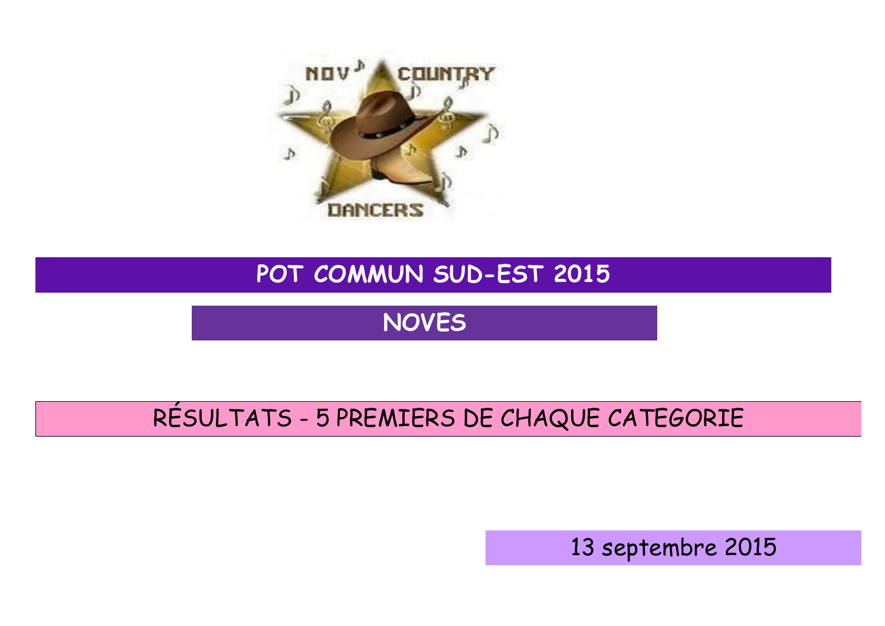# POT COMMUN SUD-EST 2015

## NOVES

### RÉSULTATS - 5 PREMIERS DE CHAQUE CATEGORIE

13 septembre 2015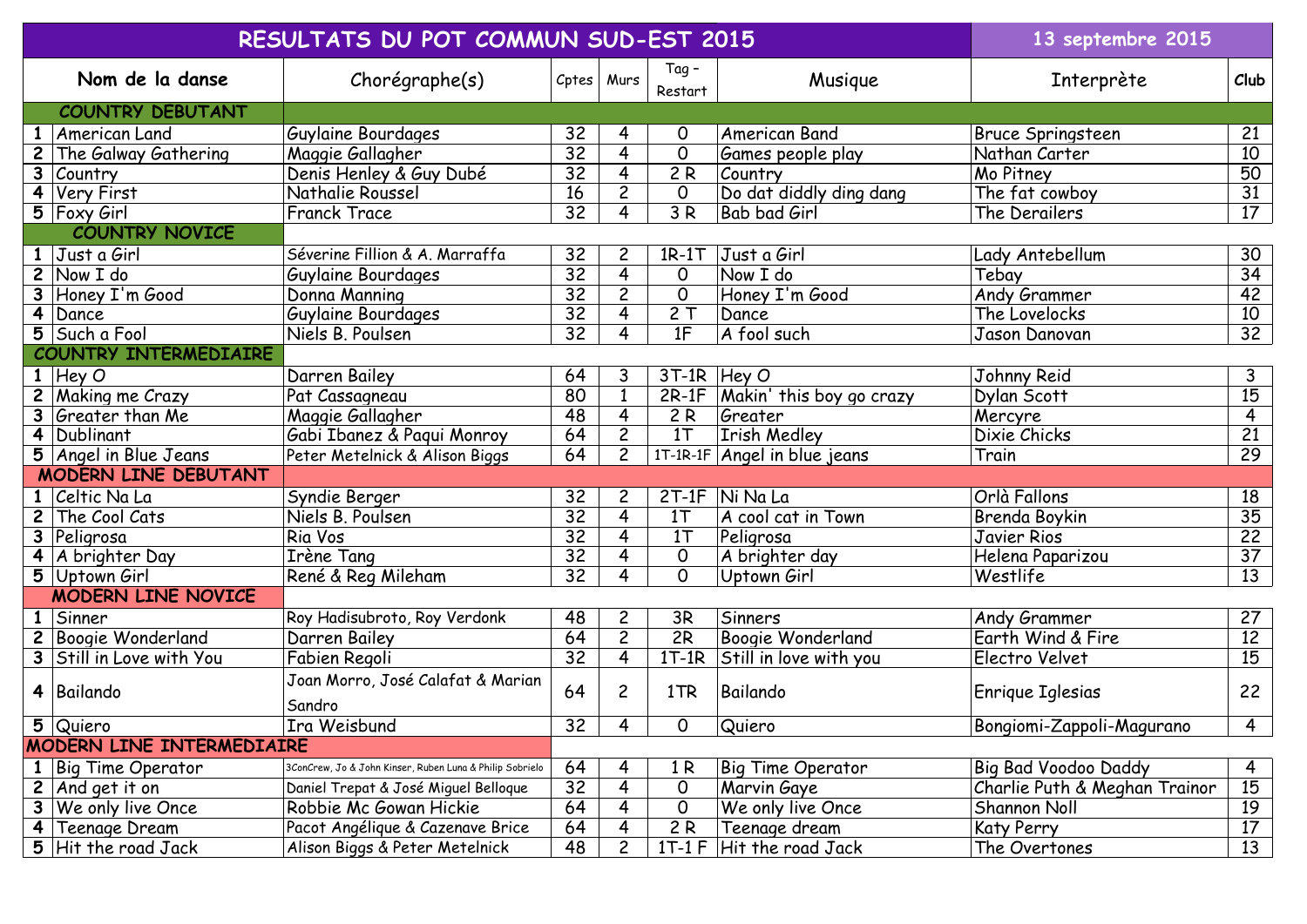| RESULTATS DU POT COMMUN SUD-EST 2015 | | | | | | | | 13 septembre 2015 | |
|---|---|---|---|---|---|---|---|---|---|
| **Nom de la danse** | | **Chorégraphe(s)** | **Cptes** | **Murs** | **Tag - Restart** | **Musique** | **Interprète** | **Club** |
| **COUNTRY DEBUTANT** | | | | | | | | |
| 1 | American Land | Guylaine Bourdages | 32 | 4 | 0 | American Band | Bruce Springsteen | 21 |
| 2 | The Galway Gathering | Maggie Gallagher | 32 | 4 | 0 | Games people play | Nathan Carter | 10 |
| 3 | Country | Denis Henley & Guy Dubé | 32 | 4 | 2 R | Country | Mo Pitney | 50 |
| 4 | Very First | Nathalie Roussel | 16 | 2 | 0 | Do dat diddly ding dang | The fat cowboy | 31 |
| 5 | Foxy Girl | Franck Trace | 32 | 4 | 3 R | Bab bad Girl | The Derailers | 17 |
| **COUNTRY NOVICE** | | | | | | | | |
| 1 | Just a Girl | Séverine Fillion & A. Marraffa | 32 | 2 | 1R-1T | Just a Girl | Lady Antebellum | 30 |
| 2 | Now I do | Guylaine Bourdages | 32 | 4 | 0 | Now I do | Tebay | 34 |
| 3 | Honey I'm Good | Donna Manning | 32 | 2 | 0 | Honey I'm Good | Andy Grammer | 42 |
| 4 | Dance | Guylaine Bourdages | 32 | 4 | 2 T | Dance | The Lovelocks | 10 |
| 5 | Such a Fool | Niels B. Poulsen | 32 | 4 | 1F | A fool such | Jason Danovan | 32 |
| **COUNTRY INTERMEDIAIRE** | | | | | | | | |
| 1 | Hey O | Darren Bailey | 64 | 3 | 3T-1R | Hey O | Johnny Reid | 3 |
| 2 | Making me Crazy | Pat Cassagneau | 80 | 1 | 2R-1F | Makin' this boy go crazy | Dylan Scott | 15 |
| 3 | Greater than Me | Maggie Gallagher | 48 | 4 | 2 R | Greater | Mercyre | 4 |
| 4 | Dublinant | Gabi Ibanez & Paqui Monroy | 64 | 2 | 1T | Irish Medley | Dixie Chicks | 21 |
| 5 | Angel in Blue Jeans | Peter Metelnick & Alison Biggs | 64 | 2 | 1T-1R-1F | Angel in blue jeans | Train | 29 |
| **MODERN LINE DEBUTANT** | | | | | | | | |
| 1 | Celtic Na La | Syndie Berger | 32 | 2 | 2T-1F | Ni Na La | Orlà Fallons | 18 |
| 2 | The Cool Cats | Niels B. Poulsen | 32 | 4 | 1T | A cool cat in Town | Brenda Boykin | 35 |
| 3 | Peligrosa | Ria Vos | 32 | 4 | 1T | Peligrosa | Javier Rios | 22 |
| 4 | A brighter Day | Irène Tang | 32 | 4 | 0 | A brighter day | Helena Paparizou | 37 |
| 5 | Uptown Girl | René & Reg Mileham | 32 | 4 | 0 | Uptown Girl | Westlife | 13 |
| **MODERN LINE NOVICE** | | | | | | | | |
| 1 | Sinner | Roy Hadisubroto, Roy Verdonk | 48 | 2 | 3R | Sinners | Andy Grammer | 27 |
| 2 | Boogie Wonderland | Darren Bailey | 64 | 2 | 2R | Boogie Wonderland | Earth Wind & Fire | 12 |
| 3 | Still in Love with You | Fabien Regoli | 32 | 4 | 1T-1R | Still in love with you | Electro Velvet | 15 |
| 4 | Bailando | Joan Morro, José Calafat & Marian Sandro | 64 | 2 | 1TR | Bailando | Enrique Iglesias | 22 |
| 5 | Quiero | Ira Weisbund | 32 | 4 | 0 | Quiero | Bongiomi-Zappoli-Magurano | 4 |
| **MODERN LINE INTERMEDIAIRE** | | | | | | | | |
| 1 | Big Time Operator | 3ConCrew, Jo & John Kinser, Ruben Luna & Philip Sobrielo | 64 | 4 | 1 R | Big Time Operator | Big Bad Voodoo Daddy | 4 |
| 2 | And get it on | Daniel Trepat & José Miguel Belloque | 32 | 4 | 0 | Marvin Gaye | Charlie Puth & Meghan Trainor | 15 |
| 3 | We only live Once | Robbie Mc Gowan Hickie | 64 | 4 | 0 | We only live Once | Shannon Noll | 19 |
| 4 | Teenage Dream | Pacot Angélique & Cazenave Brice | 64 | 4 | 2 R | Teenage dream | Katy Perry | 17 |
| 5 | Hit the road Jack | Alison Biggs & Peter Metelnick | 48 | 2 | 1T-1 F | Hit the road Jack | The Overtones | 13 |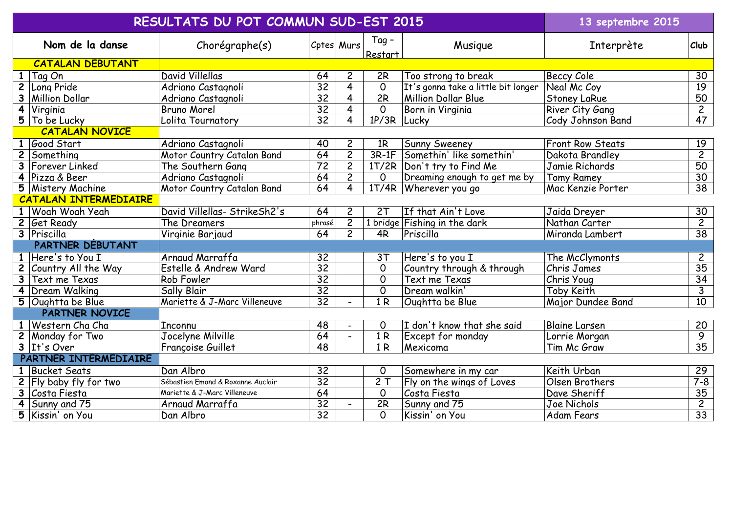| RESULTATS DU POT COMMUN SUD-EST 2015 | | | | | | | | 13 septembre 2015 | |
|---|---|---|---|---|---|---|---|---|---|
| Nom de la danse | | Chorégraphe(s) | Cptes | Murs | Tag - Restart | Musique | Interprète | Club |
| **CATALAN DEBUTANT** | | | | | | | | |
| 1 | Tag On | David Villellas | 64 | 2 | 2R | Too strong to break | Beccy Cole | 30 |
| 2 | Long Pride | Adriano Castagnoli | 32 | 4 | 0 | It's gonna take a little bit longer | Neal Mc Coy | 19 |
| 3 | Million Dollar | Adriano Castagnoli | 32 | 4 | 2R | Million Dollar Blue | Stoney LaRue | 50 |
| 4 | Virginia | Bruno Morel | 32 | 4 | 0 | Born in Virginia | River City Gang | 2 |
| 5 | To be Lucky | Lolita Tournatory | 32 | 4 | 1P/3R | Lucky | Cody Johnson Band | 47 |
| **CATALAN NOVICE** | | | | | | | | |
| 1 | Good Start | Adriano Castagnoli | 40 | 2 | 1R | Sunny Sweeney | Front Row Steats | 19 |
| 2 | Something | Motor Country Catalan Band | 64 | 2 | 3R-1F | Somethin' like somethin' | Dakota Brandley | 2 |
| 3 | Forever Linked | The Southern Gang | 72 | 2 | 1T/2R | Don't try to Find Me | Jamie Richards | 50 |
| 4 | Pizza & Beer | Adriano Castagnoli | 64 | 2 | 0 | Dreaming enough to get me by | Tomy Ramey | 30 |
| 5 | Mistery Machine | Motor Country Catalan Band | 64 | 4 | 1T/4R | Wherever you go | Mac Kenzie Porter | 38 |
| **CATALAN INTERMEDIAIRE** | | | | | | | | |
| 1 | Woah Woah Yeah | David Villellas- StrikeSh2's | 64 | 2 | 2T | If that Ain't Love | Jaida Dreyer | 30 |
| 2 | Get Ready | The Dreamers | phrasé | 2 | 1 bridge | Fishing in the dark | Nathan Carter | 2 |
| 3 | Priscilla | Virginie Barjaud | 64 | 2 | 4R | Priscilla | Miranda Lambert | 38 |
| **PARTNER DÉBUTANT** | | | | | | | | |
| 1 | Here's to You I | Arnaud Marraffa | 32 | | 3T | Here's to you I | The McClymonts | 2 |
| 2 | Country All the Way | Estelle & Andrew Ward | 32 | | 0 | Country through & through | Chris James | 35 |
| 3 | Text me Texas | Rob Fowler | 32 | | 0 | Text me Texas | Chris Youg | 34 |
| 4 | Dream Walking | Sally Blair | 32 | | 0 | Dream walkin' | Toby Keith | 3 |
| 5 | Oughtta be Blue | Mariette & J-Marc Villeneuve | 32 | - | 1 R | Oughtta be Blue | Major Dundee Band | 10 |
| **PARTNER NOVICE** | | | | | | | | |
| 1 | Western Cha Cha | Inconnu | 48 | - | 0 | I don't know that she said | Blaine Larsen | 20 |
| 2 | Monday for Two | Jocelyne Milville | 64 | - | 1 R | Except for monday | Lorrie Morgan | 9 |
| 3 | It's Over | Françoise Guillet | 48 | | 1 R | Mexicoma | Tim Mc Graw | 35 |
| **PARTNER INTERMEDIAIRE** | | | | | | | | |
| 1 | Bucket Seats | Dan Albro | 32 | | 0 | Somewhere in my car | Keith Urban | 29 |
| 2 | Fly baby fly for two | Sébastien Emond & Roxanne Auclair | 32 | | 2 T | Fly on the wings of Loves | Olsen Brothers | 7-8 |
| 3 | Costa Fiesta | Mariette & J-Marc Villeneuve | 64 | | 0 | Costa Fiesta | Dave Sheriff | 35 |
| 4 | Sunny and 75 | Arnaud Marraffa | 32 | - | 2R | Sunny and 75 | Joe Nichols | 2 |
| 5 | Kissin' on You | Dan Albro | 32 | | 0 | Kissin' on You | Adam Fears | 33 |